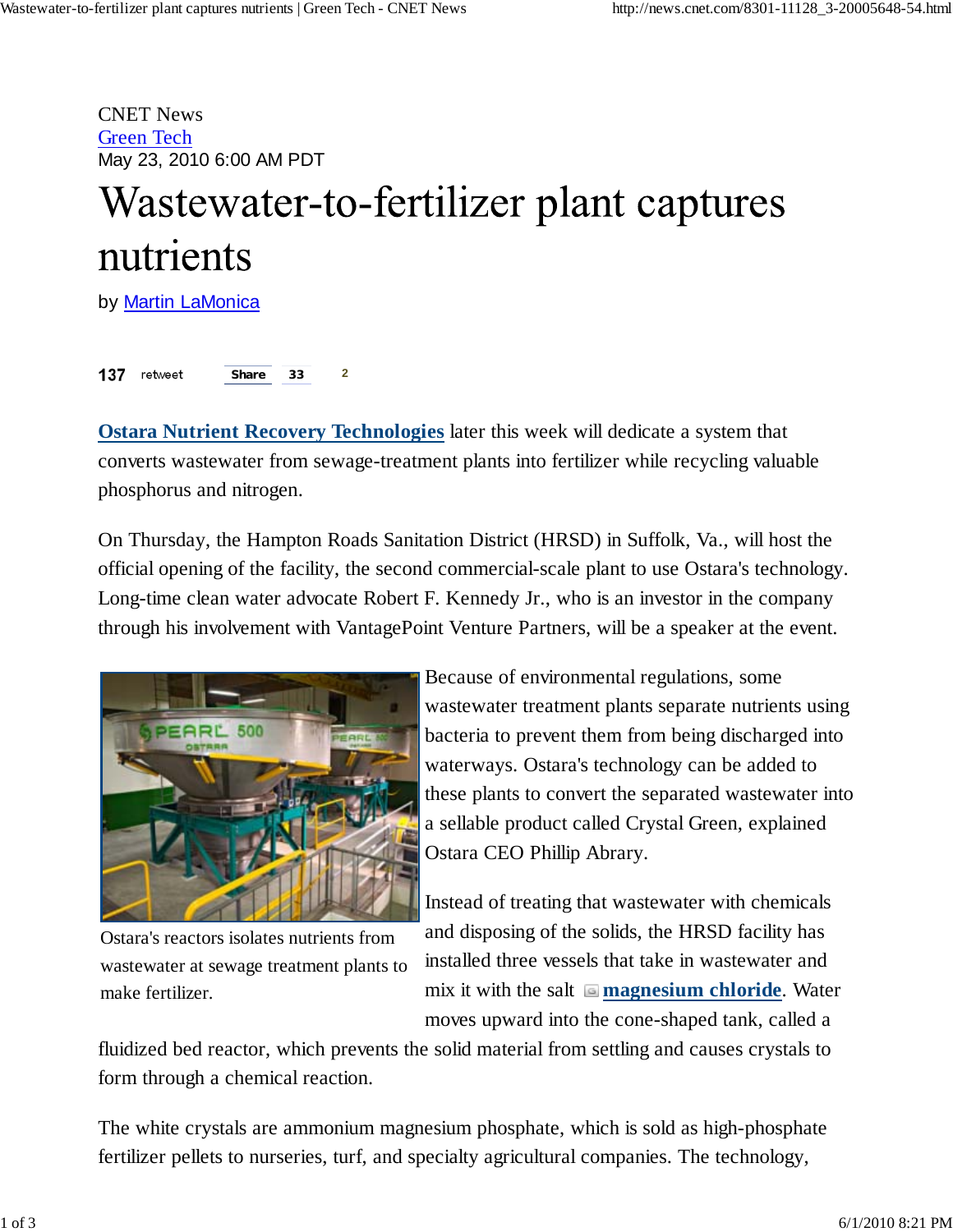CNET News
Green Tech
May 23, 2010 6:00 AM PDT

# Wastewater-to-fertilizer plant captures nutrients

by Martin LaMonica

137 retweet Share 33 2

**Ostara Nutrient Recovery Technologies** later this week will dedicate a system that converts wastewater from sewage-treatment plants into fertilizer while recycling valuable phosphorus and nitrogen.

On Thursday, the Hampton Roads Sanitation District (HRSD) in Suffolk, Va., will host the official opening of the facility, the second commercial-scale plant to use Ostara's technology. Long-time clean water advocate Robert F. Kennedy Jr., who is an investor in the company through his involvement with VantagePoint Venture Partners, will be a speaker at the event.

Ostara's reactors isolates nutrients from wastewater at sewage treatment plants to make fertilizer.

Because of environmental regulations, some wastewater treatment plants separate nutrients using bacteria to prevent them from being discharged into waterways. Ostara's technology can be added to these plants to convert the separated wastewater into a sellable product called Crystal Green, explained Ostara CEO Phillip Abrary.

Instead of treating that wastewater with chemicals and disposing of the solids, the HRSD facility has installed three vessels that take in wastewater and mix it with the salt **magnesium chloride**. Water moves upward into the cone-shaped tank, called a fluidized bed reactor, which prevents the solid material from settling and causes crystals to form through a chemical reaction.

The white crystals are ammonium magnesium phosphate, which is sold as high-phosphate fertilizer pellets to nurseries, turf, and specialty agricultural companies. The technology,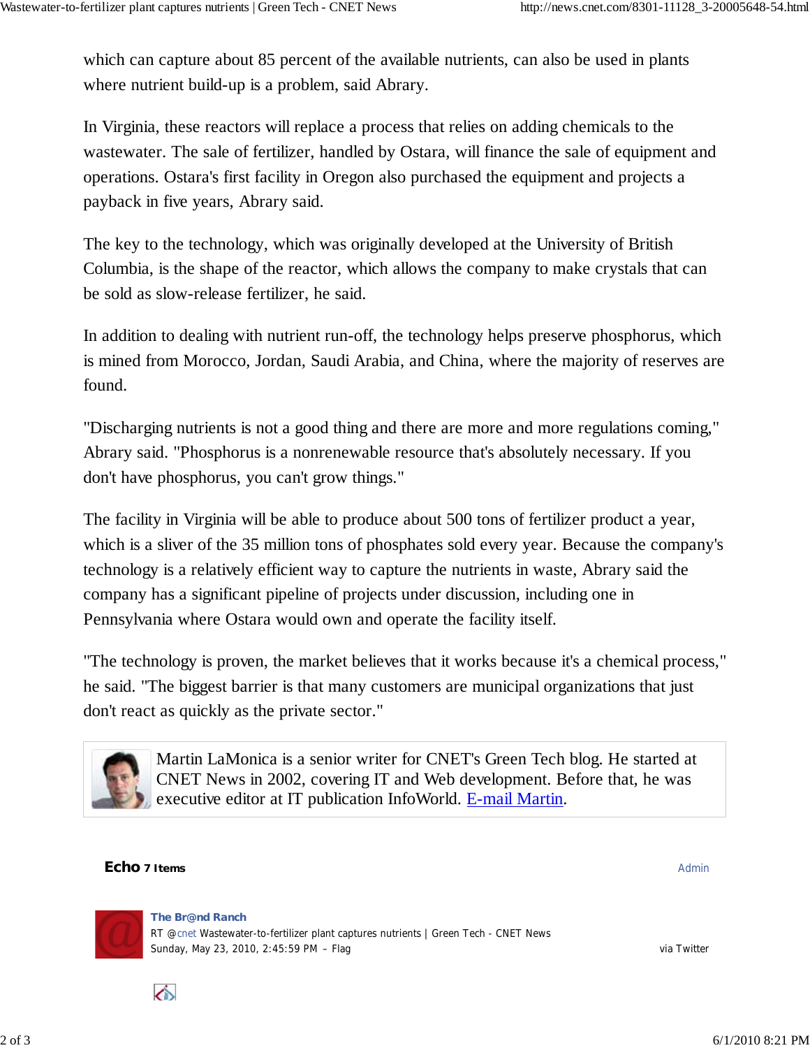which can capture about 85 percent of the available nutrients, can also be used in plants where nutrient build-up is a problem, said Abrary.

In Virginia, these reactors will replace a process that relies on adding chemicals to the wastewater. The sale of fertilizer, handled by Ostara, will finance the sale of equipment and operations. Ostara's first facility in Oregon also purchased the equipment and projects a payback in five years, Abrary said.

The key to the technology, which was originally developed at the University of British Columbia, is the shape of the reactor, which allows the company to make crystals that can be sold as slow-release fertilizer, he said.

In addition to dealing with nutrient run-off, the technology helps preserve phosphorus, which is mined from Morocco, Jordan, Saudi Arabia, and China, where the majority of reserves are found.

"Discharging nutrients is not a good thing and there are more and more regulations coming," Abrary said. "Phosphorus is a nonrenewable resource that's absolutely necessary. If you don't have phosphorus, you can't grow things."

The facility in Virginia will be able to produce about 500 tons of fertilizer product a year, which is a sliver of the 35 million tons of phosphates sold every year. Because the company's technology is a relatively efficient way to capture the nutrients in waste, Abrary said the company has a significant pipeline of projects under discussion, including one in Pennsylvania where Ostara would own and operate the facility itself.

"The technology is proven, the market believes that it works because it's a chemical process," he said. "The biggest barrier is that many customers are municipal organizations that just don't react as quickly as the private sector."

Martin LaMonica is a senior writer for CNET's Green Tech blog. He started at CNET News in 2002, covering IT and Web development. Before that, he was executive editor at IT publication InfoWorld. E-mail Martin.

**Echo** **7 Items** Admin

**The Br@nd Ranch**
RT @cnet Wastewater-to-fertilizer plant captures nutrients | Green Tech - CNET News
Sunday, May 23, 2010, 2:45:59 PM – Flag via Twitter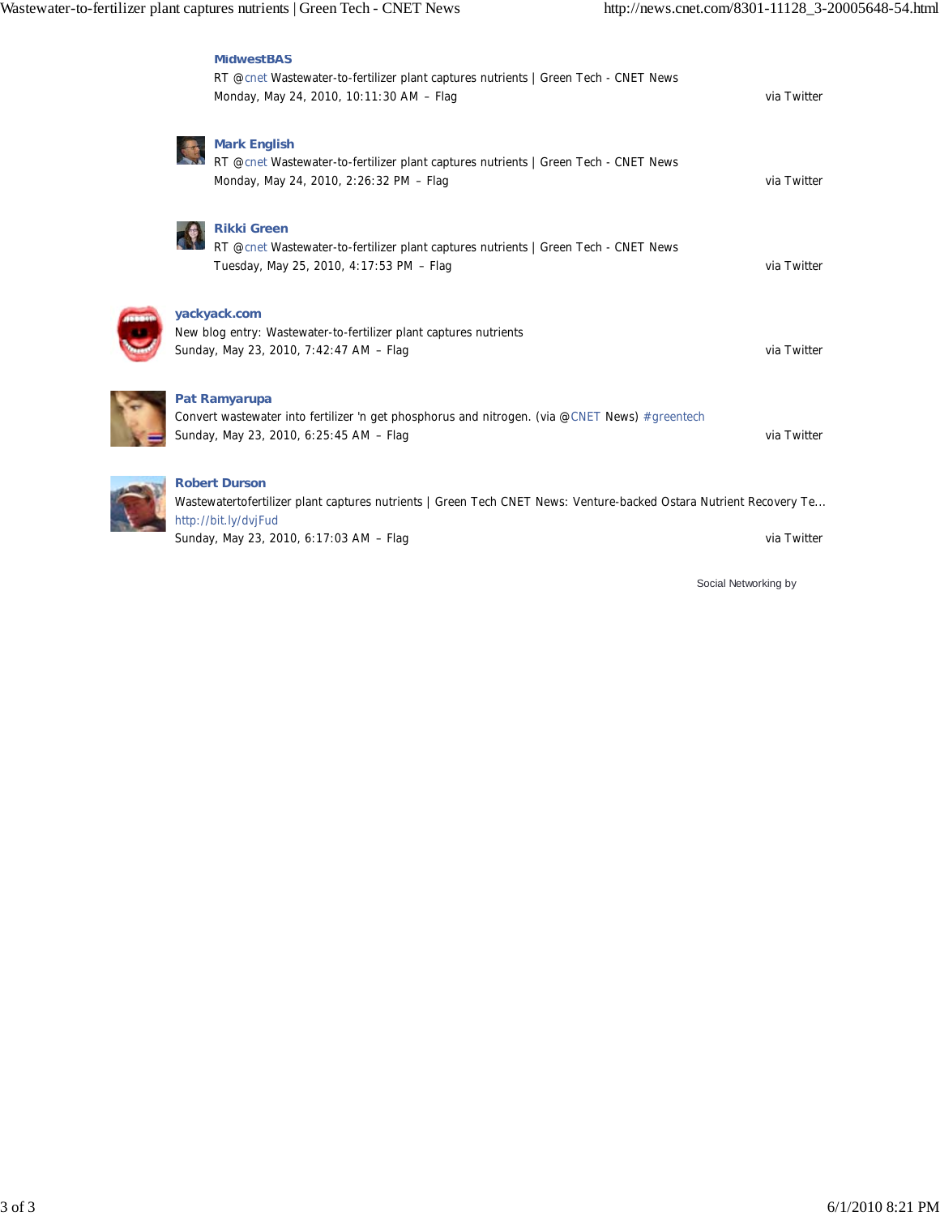**MidwestBAS**
RT @cnet Wastewater-to-fertilizer plant captures nutrients | Green Tech - CNET News
Monday, May 24, 2010, 10:11:30 AM – Flag — via Twitter

**Mark English**
RT @cnet Wastewater-to-fertilizer plant captures nutrients | Green Tech - CNET News
Monday, May 24, 2010, 2:26:32 PM – Flag — via Twitter

**Rikki Green**
RT @cnet Wastewater-to-fertilizer plant captures nutrients | Green Tech - CNET News
Tuesday, May 25, 2010, 4:17:53 PM – Flag — via Twitter

**yackyack.com**
New blog entry: Wastewater-to-fertilizer plant captures nutrients
Sunday, May 23, 2010, 7:42:47 AM – Flag — via Twitter

**Pat Ramyarupa**
Convert wastewater into fertilizer 'n get phosphorus and nitrogen. (via @CNET News) #greentech
Sunday, May 23, 2010, 6:25:45 AM – Flag — via Twitter

**Robert Durson**
Wastewatertofertilizer plant captures nutrients | Green Tech CNET News: Venture-backed Ostara Nutrient Recovery Te... http://bit.ly/dvjFud
Sunday, May 23, 2010, 6:17:03 AM – Flag — via Twitter

Social Networking by